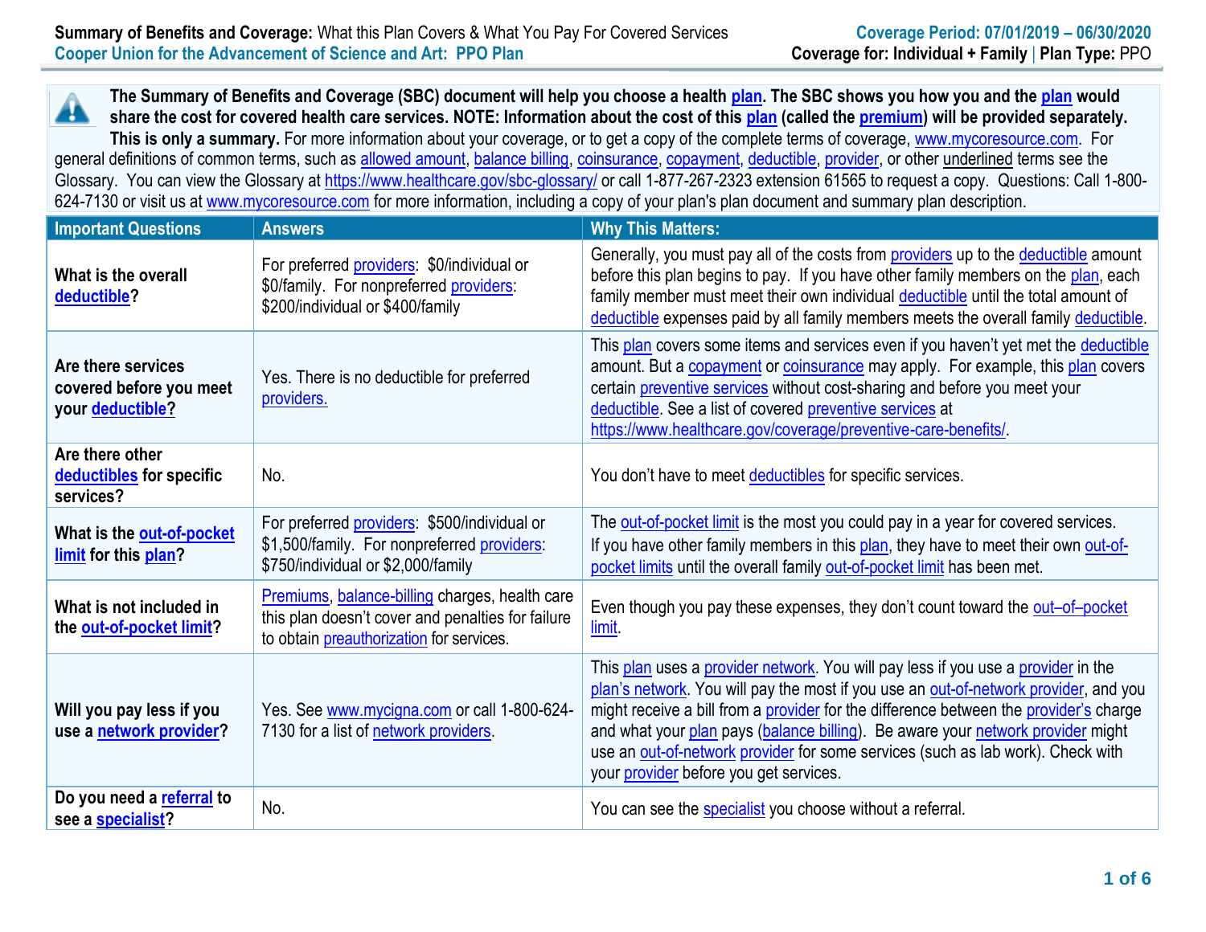**Summary of Benefits and Coverage:** What this Plan Covers & What You Pay For Covered Services
**Cooper Union for the Advancement of Science and Art: PPO Plan**

**Coverage Period: 07/01/2019 – 06/30/2020**
**Coverage for: Individual + Family | Plan Type: PPO**

**The Summary of Benefits and Coverage (SBC) document will help you choose a health plan. The SBC shows you how you and the plan would share the cost for covered health care services. NOTE: Information about the cost of this plan (called the premium) will be provided separately. This is only a summary.** For more information about your coverage, or to get a copy of the complete terms of coverage, www.mycoresource.com. For general definitions of common terms, such as allowed amount, balance billing, coinsurance, copayment, deductible, provider, or other underlined terms see the Glossary. You can view the Glossary at https://www.healthcare.gov/sbc-glossary/ or call 1-877-267-2323 extension 61565 to request a copy. Questions: Call 1-800-624-7130 or visit us at www.mycoresource.com for more information, including a copy of your plan's plan document and summary plan description.

| Important Questions | Answers | Why This Matters: |
|---|---|---|
| **What is the overall deductible?** | For preferred providers: $0/individual or $0/family. For nonpreferred providers: $200/individual or $400/family | Generally, you must pay all of the costs from providers up to the deductible amount before this plan begins to pay. If you have other family members on the plan, each family member must meet their own individual deductible until the total amount of deductible expenses paid by all family members meets the overall family deductible. |
| **Are there services covered before you meet your deductible?** | Yes. There is no deductible for preferred providers. | This plan covers some items and services even if you haven't yet met the deductible amount. But a copayment or coinsurance may apply. For example, this plan covers certain preventive services without cost-sharing and before you meet your deductible. See a list of covered preventive services at https://www.healthcare.gov/coverage/preventive-care-benefits/. |
| **Are there other deductibles for specific services?** | No. | You don't have to meet deductibles for specific services. |
| **What is the out-of-pocket limit for this plan?** | For preferred providers: $500/individual or $1,500/family. For nonpreferred providers: $750/individual or $2,000/family | The out-of-pocket limit is the most you could pay in a year for covered services. If you have other family members in this plan, they have to meet their own out-of-pocket limits until the overall family out-of-pocket limit has been met. |
| **What is not included in the out-of-pocket limit?** | Premiums, balance-billing charges, health care this plan doesn't cover and penalties for failure to obtain preauthorization for services. | Even though you pay these expenses, they don't count toward the out–of–pocket limit. |
| **Will you pay less if you use a network provider?** | Yes. See www.mycigna.com or call 1-800-624-7130 for a list of network providers. | This plan uses a provider network. You will pay less if you use a provider in the plan's network. You will pay the most if you use an out-of-network provider, and you might receive a bill from a provider for the difference between the provider's charge and what your plan pays (balance billing). Be aware your network provider might use an out-of-network provider for some services (such as lab work). Check with your provider before you get services. |
| **Do you need a referral to see a specialist?** | No. | You can see the specialist you choose without a referral. |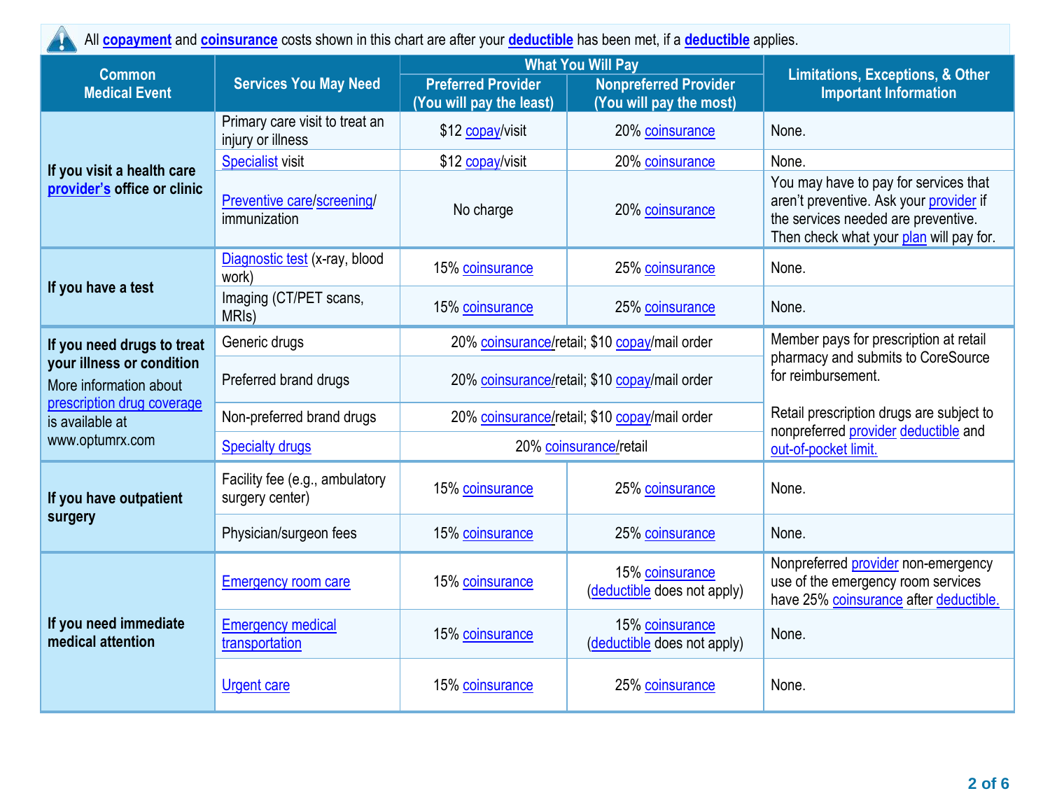All copayment and coinsurance costs shown in this chart are after your deductible has been met, if a deductible applies.

| Common Medical Event | Services You May Need | What You Will Pay | | Limitations, Exceptions, & Other Important Information |
|---|---|---|---|---|
| | | Preferred Provider (You will pay the least) | Nonpreferred Provider (You will pay the most) | |
| **If you visit a health care provider's office or clinic** | Primary care visit to treat an injury or illness | $12 copay/visit | 20% coinsurance | None. |
| | Specialist visit | $12 copay/visit | 20% coinsurance | None. |
| | Preventive care/screening/ immunization | No charge | 20% coinsurance | You may have to pay for services that aren't preventive. Ask your provider if the services needed are preventive. Then check what your plan will pay for. |
| **If you have a test** | Diagnostic test (x-ray, blood work) | 15% coinsurance | 25% coinsurance | None. |
| | Imaging (CT/PET scans, MRIs) | 15% coinsurance | 25% coinsurance | None. |
| **If you need drugs to treat your illness or condition** More information about prescription drug coverage is available at www.optumrx.com | Generic drugs | 20% coinsurance/retail; $10 copay/mail order | | Member pays for prescription at retail pharmacy and submits to CoreSource for reimbursement. Retail prescription drugs are subject to nonpreferred provider deductible and out-of-pocket limit. |
| | Preferred brand drugs | 20% coinsurance/retail; $10 copay/mail order | | |
| | Non-preferred brand drugs | 20% coinsurance/retail; $10 copay/mail order | | |
| | Specialty drugs | 20% coinsurance/retail | | |
| **If you have outpatient surgery** | Facility fee (e.g., ambulatory surgery center) | 15% coinsurance | 25% coinsurance | None. |
| | Physician/surgeon fees | 15% coinsurance | 25% coinsurance | None. |
| **If you need immediate medical attention** | Emergency room care | 15% coinsurance | 15% coinsurance (deductible does not apply) | Nonpreferred provider non-emergency use of the emergency room services have 25% coinsurance after deductible. |
| | Emergency medical transportation | 15% coinsurance | 15% coinsurance (deductible does not apply) | None. |
| | Urgent care | 15% coinsurance | 25% coinsurance | None. |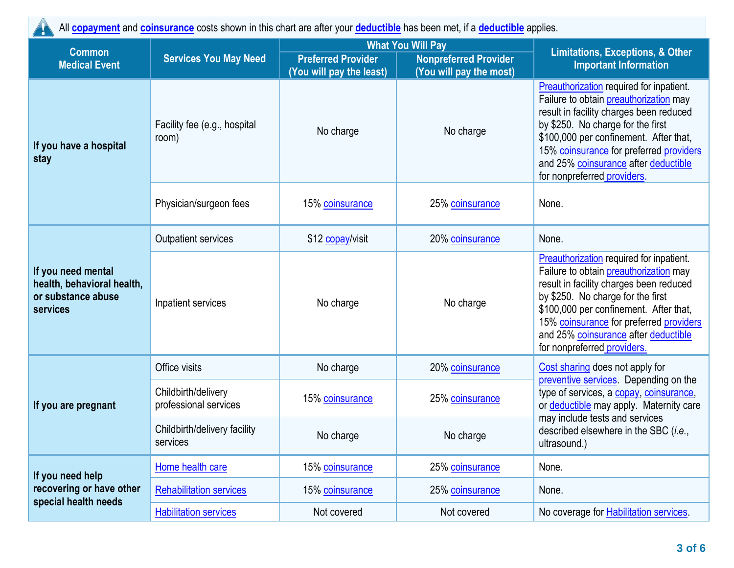All **copayment** and **coinsurance** costs shown in this chart are after your **deductible** has been met, if a **deductible** applies.

| Common Medical Event | Services You May Need | What You Will Pay | | Limitations, Exceptions, & Other Important Information |
|---|---|---|---|---|
| | | Preferred Provider (You will pay the least) | Nonpreferred Provider (You will pay the most) | |
| **If you have a hospital stay** | Facility fee (e.g., hospital room) | No charge | No charge | Preauthorization required for inpatient. Failure to obtain preauthorization may result in facility charges been reduced by $250. No charge for the first $100,000 per confinement. After that, 15% coinsurance for preferred providers and 25% coinsurance after deductible for nonpreferred providers. |
| | Physician/surgeon fees | 15% coinsurance | 25% coinsurance | None. |
| **If you need mental health, behavioral health, or substance abuse services** | Outpatient services | $12 copay/visit | 20% coinsurance | None. |
| | Inpatient services | No charge | No charge | Preauthorization required for inpatient. Failure to obtain preauthorization may result in facility charges been reduced by $250. No charge for the first $100,000 per confinement. After that, 15% coinsurance for preferred providers and 25% coinsurance after deductible for nonpreferred providers. |
| **If you are pregnant** | Office visits | No charge | 20% coinsurance | Cost sharing does not apply for preventive services. Depending on the type of services, a copay, coinsurance, or deductible may apply. Maternity care may include tests and services described elsewhere in the SBC (*i.e.*, ultrasound.) |
| | Childbirth/delivery professional services | 15% coinsurance | 25% coinsurance | |
| | Childbirth/delivery facility services | No charge | No charge | |
| **If you need help recovering or have other special health needs** | Home health care | 15% coinsurance | 25% coinsurance | None. |
| | Rehabilitation services | 15% coinsurance | 25% coinsurance | None. |
| | Habilitation services | Not covered | Not covered | No coverage for Habilitation services. |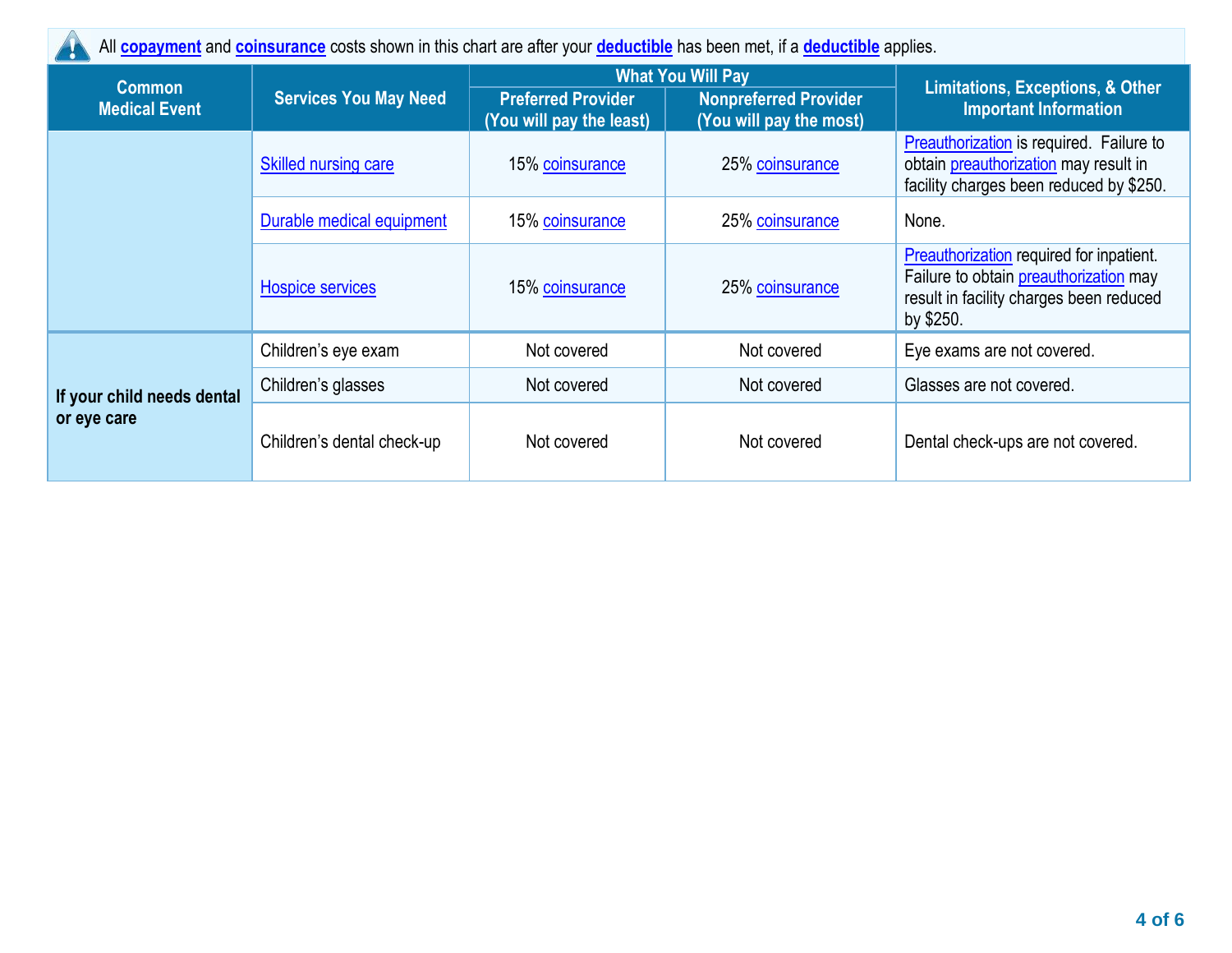All **copayment** and **coinsurance** costs shown in this chart are after your **deductible** has been met, if a **deductible** applies.

| Common Medical Event | Services You May Need | What You Will Pay | | Limitations, Exceptions, & Other Important Information |
|---|---|---|---|---|
| | | Preferred Provider (You will pay the least) | Nonpreferred Provider (You will pay the most) | |
| | Skilled nursing care | 15% coinsurance | 25% coinsurance | Preauthorization is required. Failure to obtain preauthorization may result in facility charges been reduced by $250. |
| | Durable medical equipment | 15% coinsurance | 25% coinsurance | None. |
| | Hospice services | 15% coinsurance | 25% coinsurance | Preauthorization required for inpatient. Failure to obtain preauthorization may result in facility charges been reduced by $250. |
| **If your child needs dental or eye care** | Children's eye exam | Not covered | Not covered | Eye exams are not covered. |
| | Children's glasses | Not covered | Not covered | Glasses are not covered. |
| | Children's dental check-up | Not covered | Not covered | Dental check-ups are not covered. |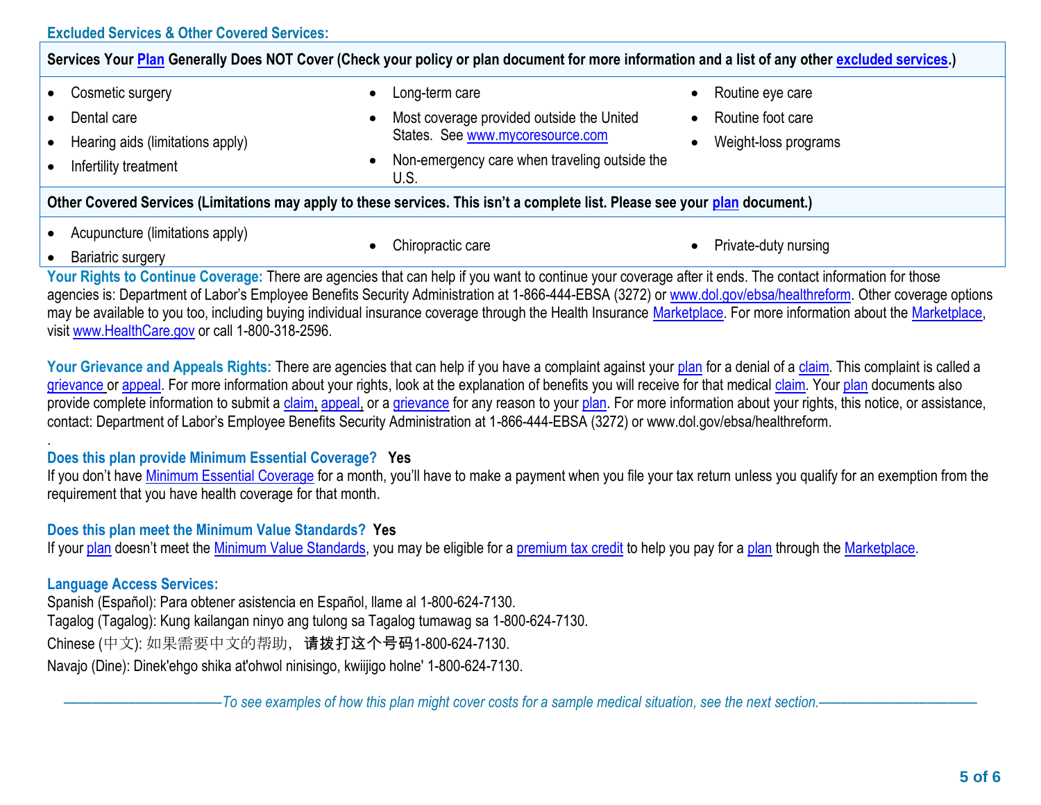### Excluded Services & Other Covered Services:

**Services Your Plan Generally Does NOT Cover (Check your policy or plan document for more information and a list of any other excluded services.)**

- Cosmetic surgery
- Dental care
- Hearing aids (limitations apply)
- Infertility treatment
- Long-term care
- Most coverage provided outside the United States. See www.mycoresource.com
- Non-emergency care when traveling outside the U.S.
- Routine eye care
- Routine foot care
- Weight-loss programs

**Other Covered Services (Limitations may apply to these services. This isn't a complete list. Please see your plan document.)**

- Acupuncture (limitations apply)
- Bariatric surgery
- Chiropractic care
- Private-duty nursing

**Your Rights to Continue Coverage:** There are agencies that can help if you want to continue your coverage after it ends. The contact information for those agencies is: Department of Labor's Employee Benefits Security Administration at 1-866-444-EBSA (3272) or www.dol.gov/ebsa/healthreform. Other coverage options may be available to you too, including buying individual insurance coverage through the Health Insurance Marketplace. For more information about the Marketplace, visit www.HealthCare.gov or call 1-800-318-2596.

**Your Grievance and Appeals Rights:** There are agencies that can help if you have a complaint against your plan for a denial of a claim. This complaint is called a grievance or appeal. For more information about your rights, look at the explanation of benefits you will receive for that medical claim. Your plan documents also provide complete information to submit a claim, appeal, or a grievance for any reason to your plan. For more information about your rights, this notice, or assistance, contact: Department of Labor's Employee Benefits Security Administration at 1-866-444-EBSA (3272) or www.dol.gov/ebsa/healthreform.

**Does this plan provide Minimum Essential Coverage? Yes**

If you don't have Minimum Essential Coverage for a month, you'll have to make a payment when you file your tax return unless you qualify for an exemption from the requirement that you have health coverage for that month.

**Does this plan meet the Minimum Value Standards? Yes**

If your plan doesn't meet the Minimum Value Standards, you may be eligible for a premium tax credit to help you pay for a plan through the Marketplace.

**Language Access Services:**

Spanish (Español): Para obtener asistencia en Español, llame al 1-800-624-7130.
Tagalog (Tagalog): Kung kailangan ninyo ang tulong sa Tagalog tumawag sa 1-800-624-7130.
Chinese (中文): 如果需要中文的帮助，请拨打这个号码1-800-624-7130.
Navajo (Dine): Dinek'ehgo shika at'ohwol ninisingo, kwiijigo holne' 1-800-624-7130.

*To see examples of how this plan might cover costs for a sample medical situation, see the next section.*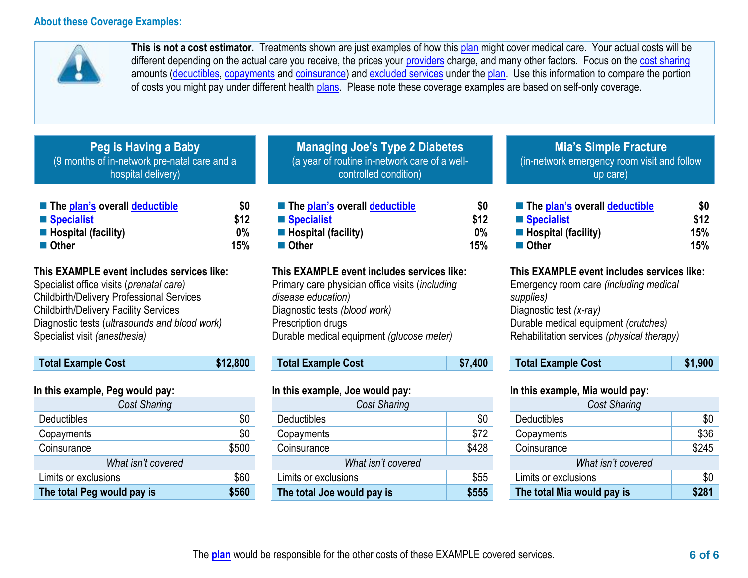## About these Coverage Examples:

**This is not a cost estimator.** Treatments shown are just examples of how this plan might cover medical care. Your actual costs will be different depending on the actual care you receive, the prices your providers charge, and many other factors. Focus on the cost sharing amounts (deductibles, copayments and coinsurance) and excluded services under the plan. Use this information to compare the portion of costs you might pay under different health plans. Please note these coverage examples are based on self-only coverage.

### Peg is Having a Baby
(9 months of in-network pre-natal care and a hospital delivery)

- **The plan's overall deductible** **$0**
- **Specialist** **$12**
- **Hospital (facility)** **0%**
- **Other** **15%**

**This EXAMPLE event includes services like:**
Specialist office visits (*prenatal care)*
Childbirth/Delivery Professional Services
Childbirth/Delivery Facility Services
Diagnostic tests (*ultrasounds and blood work)*
Specialist visit *(anesthesia)*

| **Total Example Cost** | **$12,800** |
|---|---|

**In this example, Peg would pay:**

| *Cost Sharing* | |
|---|---|
| Deductibles | $0 |
| Copayments | $0 |
| Coinsurance | $500 |
| *What isn't covered* | |
| Limits or exclusions | $60 |
| **The total Peg would pay is** | **$560** |

### Managing Joe's Type 2 Diabetes
(a year of routine in-network care of a well-controlled condition)

- **The plan's overall deductible** **$0**
- **Specialist** **$12**
- **Hospital (facility)** **0%**
- **Other** **15%**

**This EXAMPLE event includes services like:**
Primary care physician office visits (*including disease education)*
Diagnostic tests *(blood work)*
Prescription drugs
Durable medical equipment *(glucose meter)*

| **Total Example Cost** | **$7,400** |
|---|---|

**In this example, Joe would pay:**

| *Cost Sharing* | |
|---|---|
| Deductibles | $0 |
| Copayments | $72 |
| Coinsurance | $428 |
| *What isn't covered* | |
| Limits or exclusions | $55 |
| **The total Joe would pay is** | **$555** |

### Mia's Simple Fracture
(in-network emergency room visit and follow up care)

- **The plan's overall deductible** **$0**
- **Specialist** **$12**
- **Hospital (facility)** **15%**
- **Other** **15%**

**This EXAMPLE event includes services like:**
Emergency room care *(including medical supplies)*
Diagnostic test *(x-ray)*
Durable medical equipment *(crutches)*
Rehabilitation services *(physical therapy)*

| **Total Example Cost** | **$1,900** |
|---|---|

**In this example, Mia would pay:**

| *Cost Sharing* | |
|---|---|
| Deductibles | $0 |
| Copayments | $36 |
| Coinsurance | $245 |
| *What isn't covered* | |
| Limits or exclusions | $0 |
| **The total Mia would pay is** | **$281** |

The plan would be responsible for the other costs of these EXAMPLE covered services.